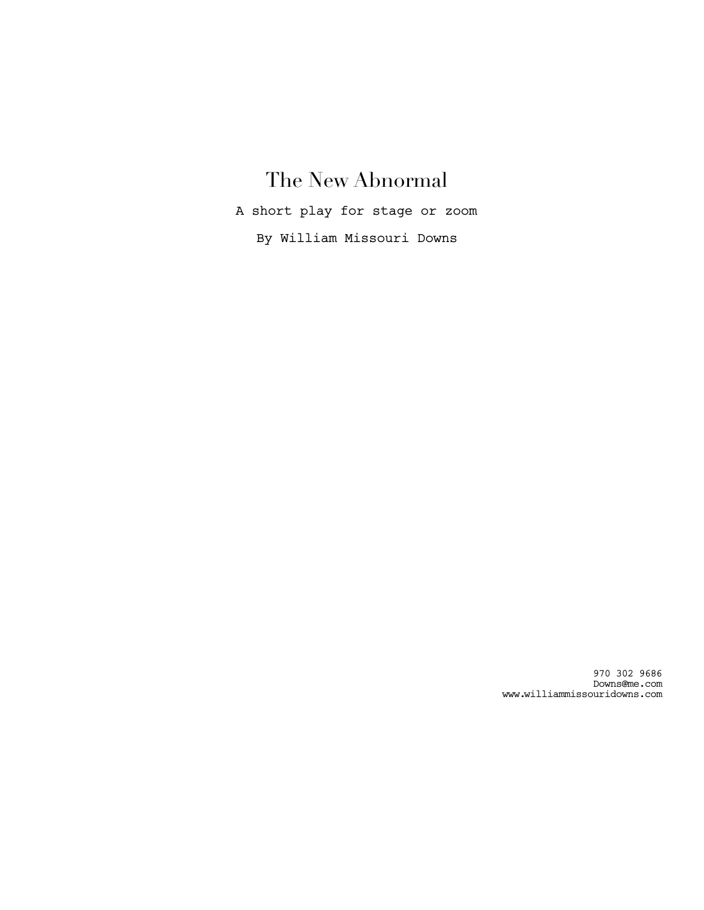# The New Abnormal

A short play for stage or zoom

By William Missouri Downs

970 302 9686
Downs@me.com
www.williammissouridowns.com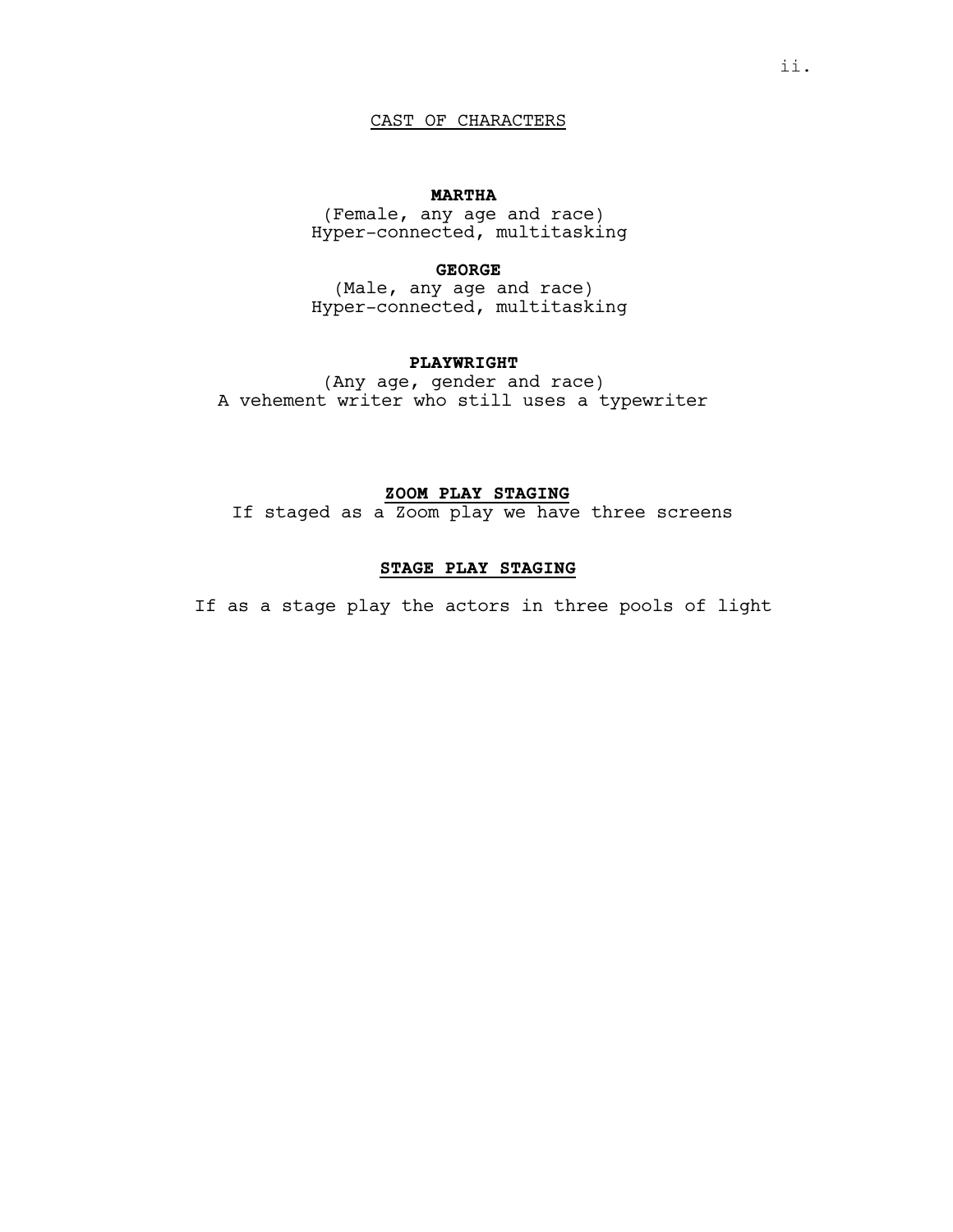## CAST OF CHARACTERS

**MARTHA**
(Female, any age and race)
Hyper-connected, multitasking

**GEORGE**
(Male, any age and race)
Hyper-connected, multitasking

**PLAYWRIGHT**
(Any age, gender and race)
A vehement writer who still uses a typewriter

### ZOOM PLAY STAGING

If staged as a Zoom play we have three screens

### STAGE PLAY STAGING

If as a stage play the actors in three pools of light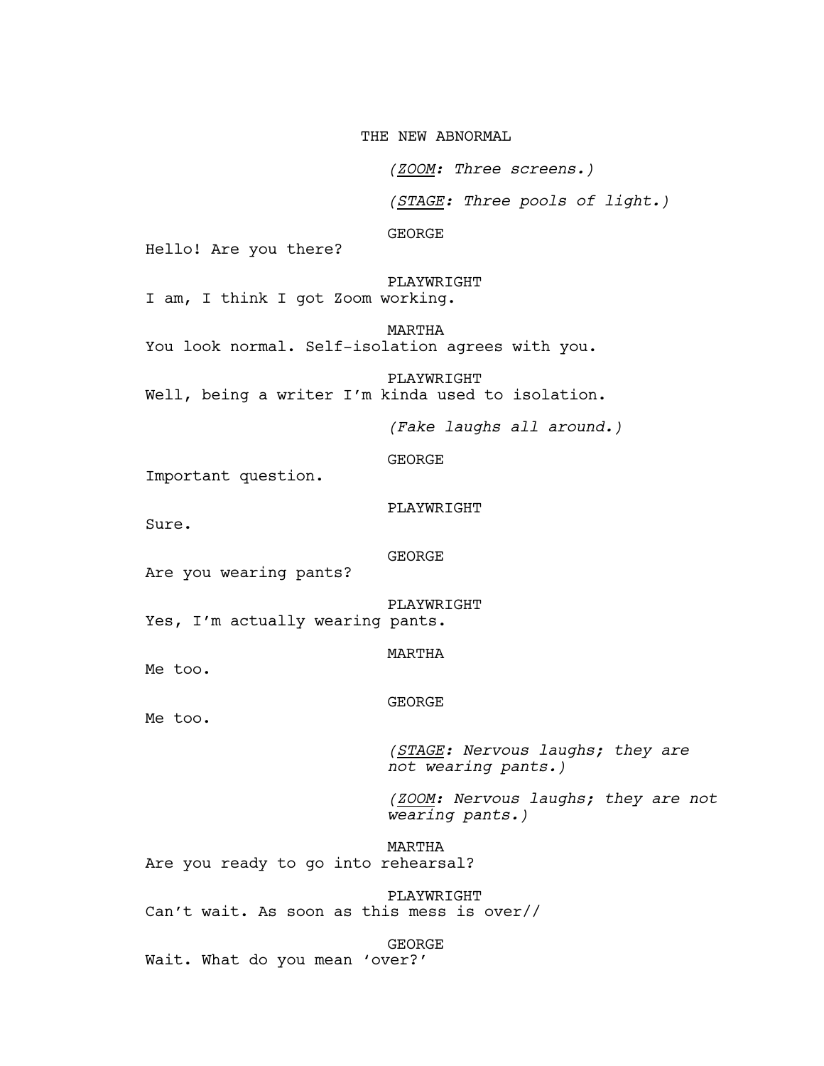# THE NEW ABNORMAL

*(<u>ZOOM</u>: Three screens.)*

*(<u>STAGE</u>: Three pools of light.)*

GEORGE

Hello! Are you there?

PLAYWRIGHT

I am, I think I got Zoom working.

MARTHA

You look normal. Self-isolation agrees with you.

PLAYWRIGHT

Well, being a writer I'm kinda used to isolation.

*(Fake laughs all around.)*

GEORGE

Important question.

PLAYWRIGHT

Sure.

GEORGE

Are you wearing pants?

PLAYWRIGHT

Yes, I'm actually wearing pants.

MARTHA

Me too.

GEORGE

Me too.

*(<u>STAGE</u>: Nervous laughs; they are not wearing pants.)*

*(<u>ZOOM</u>: Nervous laughs; they are not wearing pants.)*

MARTHA

Are you ready to go into rehearsal?

PLAYWRIGHT

Can't wait. As soon as this mess is over//

GEORGE

Wait. What do you mean 'over?'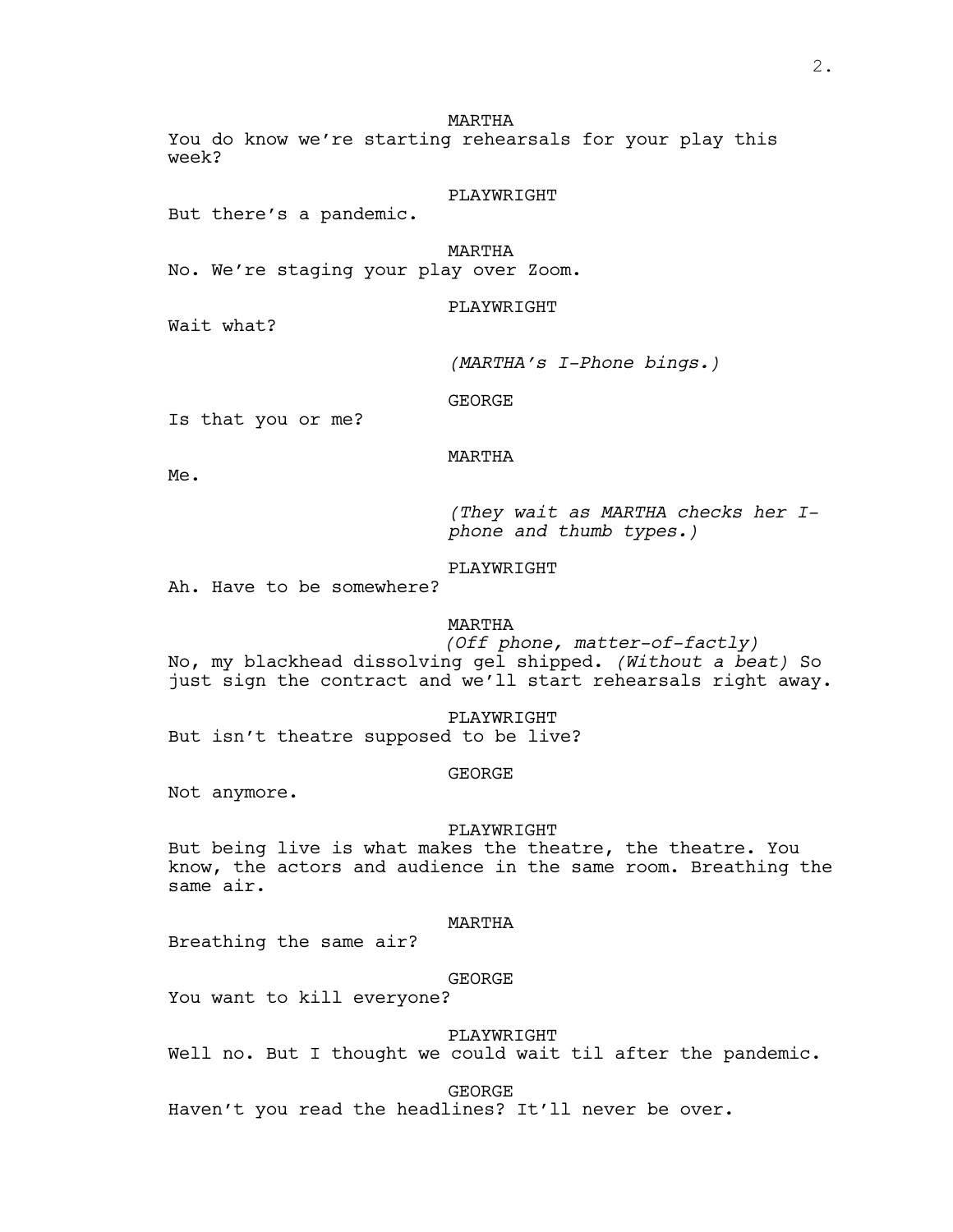MARTHA
You do know we're starting rehearsals for your play this week?

PLAYWRIGHT
But there's a pandemic.

MARTHA
No. We're staging your play over Zoom.

PLAYWRIGHT
Wait what?

*(MARTHA's I-Phone bings.)*

GEORGE
Is that you or me?

MARTHA
Me.

*(They wait as MARTHA checks her I-phone and thumb types.)*

PLAYWRIGHT
Ah. Have to be somewhere?

MARTHA
*(Off phone, matter-of-factly)*
No, my blackhead dissolving gel shipped. *(Without a beat)* So just sign the contract and we'll start rehearsals right away.

PLAYWRIGHT
But isn't theatre supposed to be live?

GEORGE
Not anymore.

PLAYWRIGHT
But being live is what makes the theatre, the theatre. You know, the actors and audience in the same room. Breathing the same air.

MARTHA
Breathing the same air?

GEORGE
You want to kill everyone?

PLAYWRIGHT
Well no. But I thought we could wait til after the pandemic.

GEORGE
Haven't you read the headlines? It'll never be over.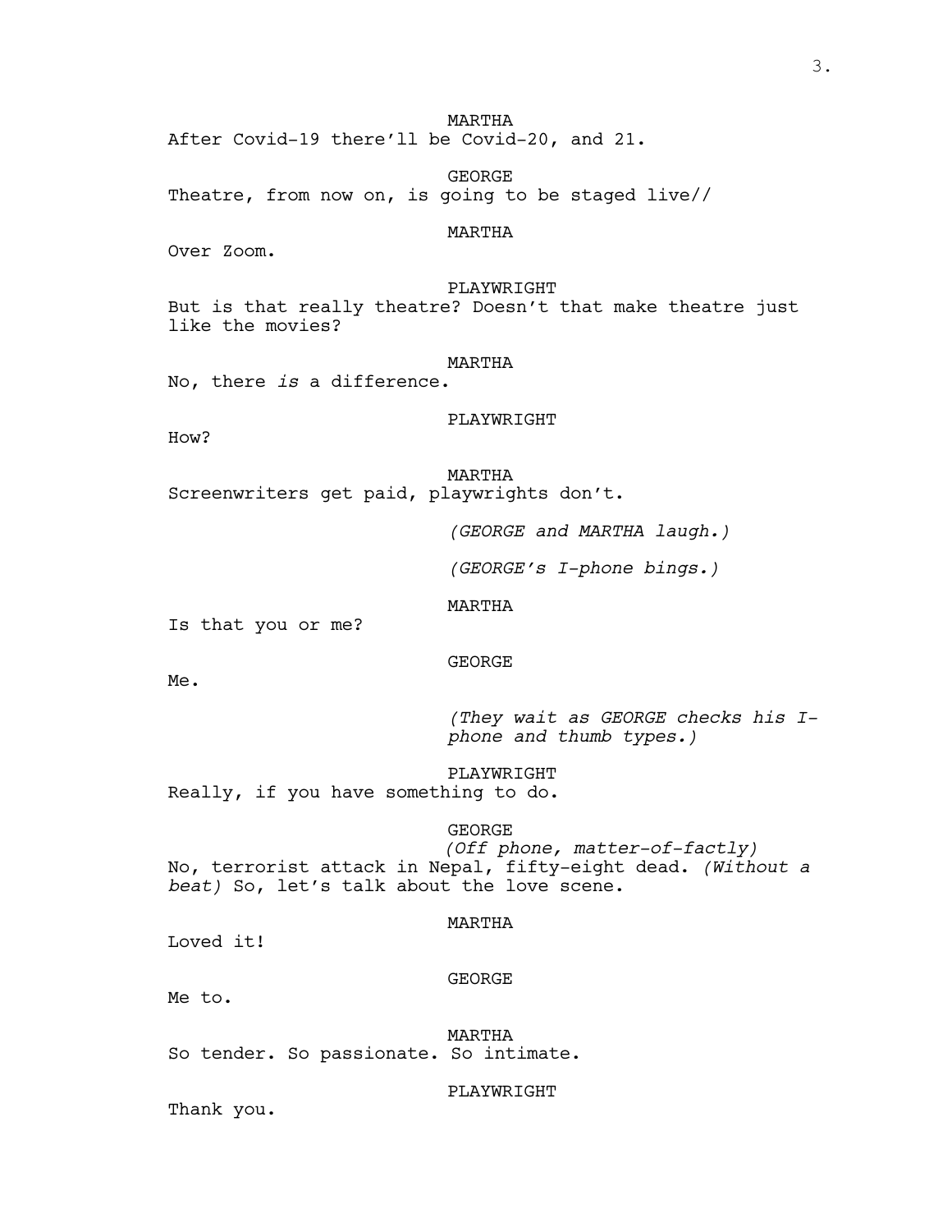MARTHA
After Covid-19 there'll be Covid-20, and 21.

GEORGE
Theatre, from now on, is going to be staged live//

MARTHA
Over Zoom.

PLAYWRIGHT
But is that really theatre? Doesn't that make theatre just like the movies?

MARTHA
No, there *is* a difference.

PLAYWRIGHT
How?

MARTHA
Screenwriters get paid, playwrights don't.

*(GEORGE and MARTHA laugh.)*

*(GEORGE's I-phone bings.)*

MARTHA
Is that you or me?

GEORGE
Me.

*(They wait as GEORGE checks his I-phone and thumb types.)*

PLAYWRIGHT
Really, if you have something to do.

GEORGE
*(Off phone, matter-of-factly)*
No, terrorist attack in Nepal, fifty-eight dead. *(Without a beat)* So, let's talk about the love scene.

MARTHA
Loved it!

GEORGE
Me to.

MARTHA
So tender. So passionate. So intimate.

PLAYWRIGHT
Thank you.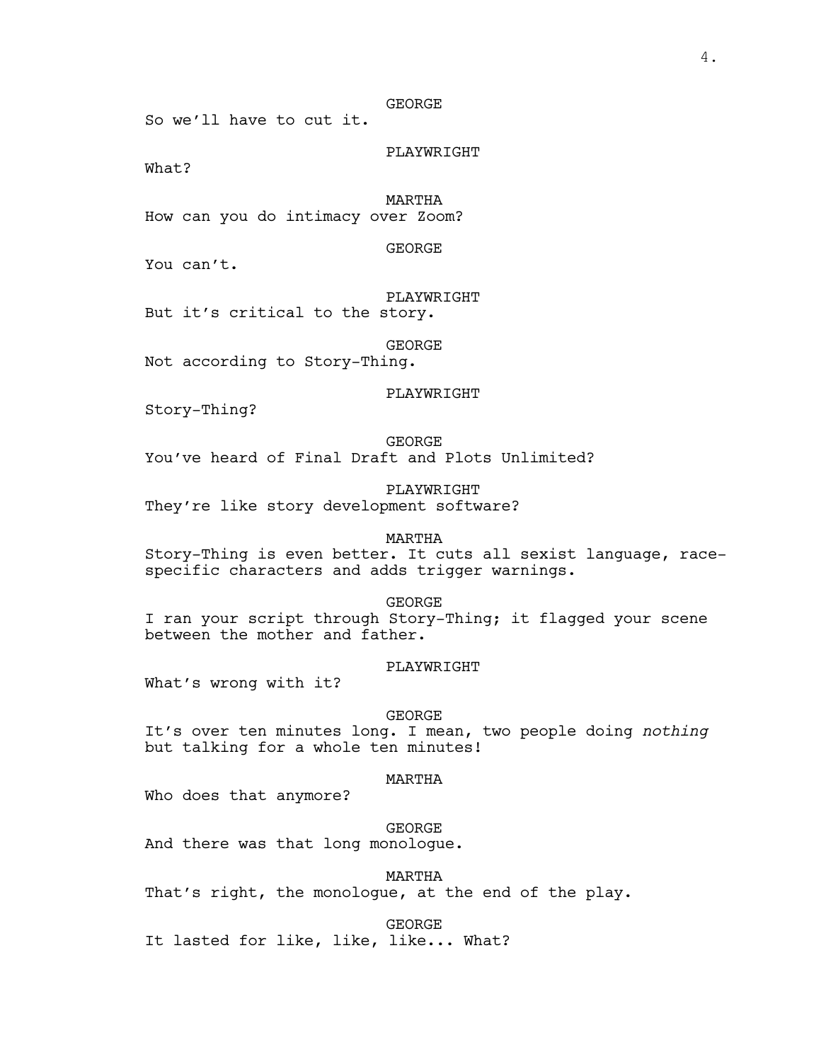GEORGE

So we'll have to cut it.

PLAYWRIGHT

What?

MARTHA

How can you do intimacy over Zoom?

GEORGE

You can't.

PLAYWRIGHT

But it's critical to the story.

GEORGE

Not according to Story-Thing.

PLAYWRIGHT

Story-Thing?

GEORGE

You've heard of Final Draft and Plots Unlimited?

PLAYWRIGHT

They're like story development software?

MARTHA

Story-Thing is even better. It cuts all sexist language, race-specific characters and adds trigger warnings.

GEORGE

I ran your script through Story-Thing; it flagged your scene between the mother and father.

PLAYWRIGHT

What's wrong with it?

GEORGE

It's over ten minutes long. I mean, two people doing *nothing* but talking for a whole ten minutes!

MARTHA

Who does that anymore?

GEORGE

And there was that long monologue.

MARTHA

That's right, the monologue, at the end of the play.

GEORGE

It lasted for like, like, like... What?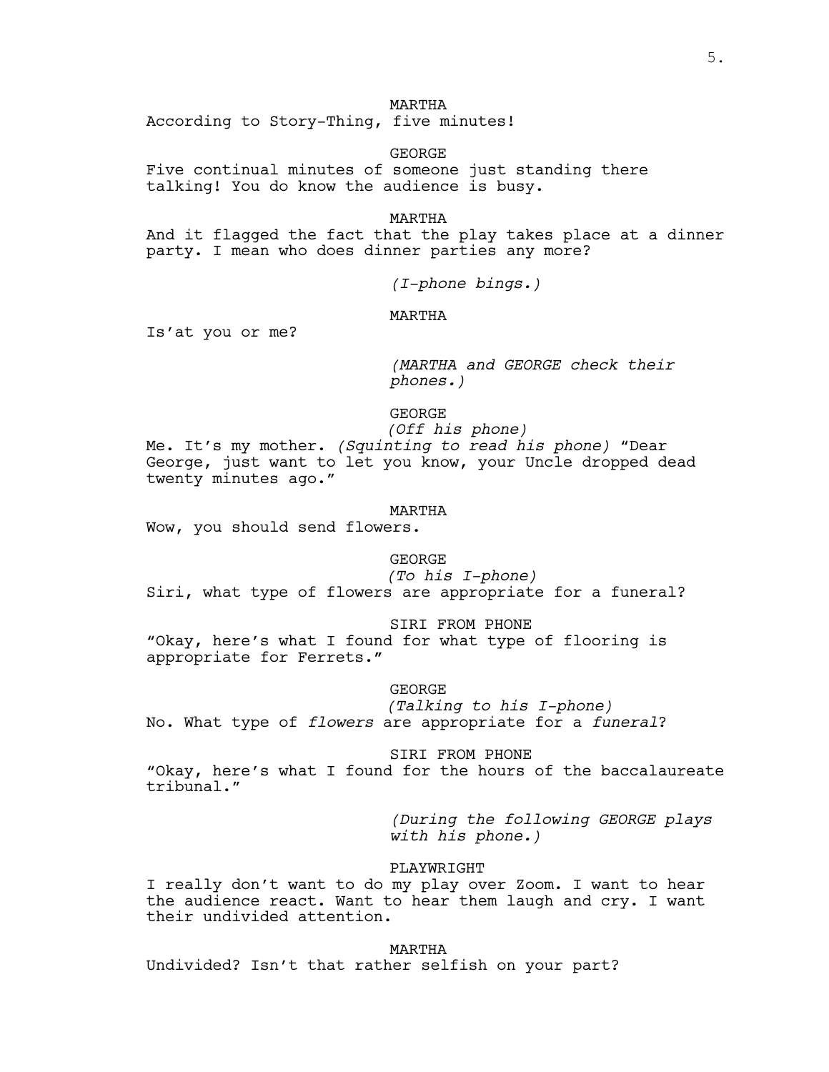MARTHA

According to Story-Thing, five minutes!

GEORGE

Five continual minutes of someone just standing there talking! You do know the audience is busy.

MARTHA

And it flagged the fact that the play takes place at a dinner party. I mean who does dinner parties any more?

*(I-phone bings.)*

MARTHA

Is'at you or me?

*(MARTHA and GEORGE check their phones.)*

GEORGE

*(Off his phone)*

Me. It's my mother. *(Squinting to read his phone)* "Dear George, just want to let you know, your Uncle dropped dead twenty minutes ago."

MARTHA

Wow, you should send flowers.

GEORGE

*(To his I-phone)*

Siri, what type of flowers are appropriate for a funeral?

SIRI FROM PHONE

"Okay, here's what I found for what type of flooring is appropriate for Ferrets."

GEORGE

*(Talking to his I-phone)*

No. What type of *flowers* are appropriate for a *funeral*?

SIRI FROM PHONE

"Okay, here's what I found for the hours of the baccalaureate tribunal."

*(During the following GEORGE plays with his phone.)*

PLAYWRIGHT

I really don't want to do my play over Zoom. I want to hear the audience react. Want to hear them laugh and cry. I want their undivided attention.

MARTHA

Undivided? Isn't that rather selfish on your part?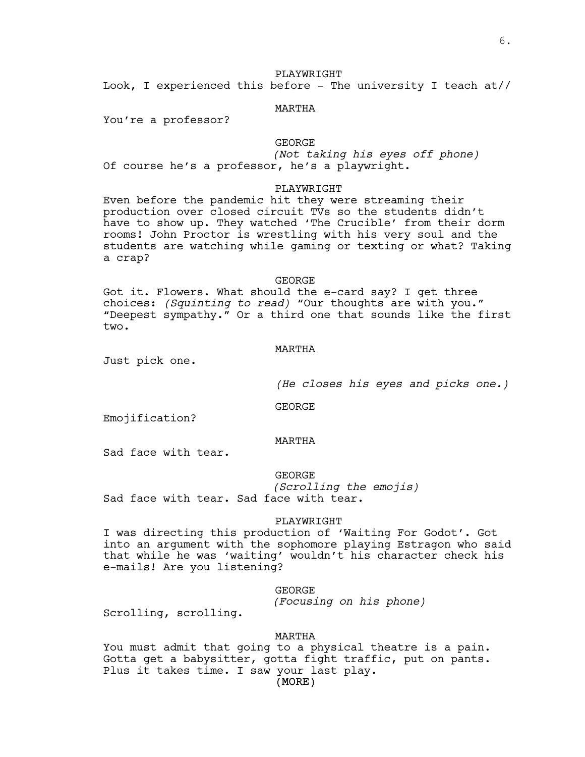PLAYWRIGHT

Look, I experienced this before - The university I teach at//

MARTHA

You're a professor?

GEORGE

*(Not taking his eyes off phone)*

Of course he's a professor, he's a playwright.

PLAYWRIGHT

Even before the pandemic hit they were streaming their production over closed circuit TVs so the students didn't have to show up. They watched 'The Crucible' from their dorm rooms! John Proctor is wrestling with his very soul and the students are watching while gaming or texting or what? Taking a crap?

GEORGE

Got it. Flowers. What should the e-card say? I get three choices: *(Squinting to read)* "Our thoughts are with you." "Deepest sympathy." Or a third one that sounds like the first two.

MARTHA

Just pick one.

*(He closes his eyes and picks one.)*

GEORGE

Emojification?

MARTHA

Sad face with tear.

GEORGE

*(Scrolling the emojis)*

Sad face with tear. Sad face with tear.

PLAYWRIGHT

I was directing this production of 'Waiting For Godot'. Got into an argument with the sophomore playing Estragon who said that while he was 'waiting' wouldn't his character check his e-mails! Are you listening?

GEORGE

*(Focusing on his phone)*

Scrolling, scrolling.

MARTHA

You must admit that going to a physical theatre is a pain. Gotta get a babysitter, gotta fight traffic, put on pants. Plus it takes time. I saw your last play.

(MORE)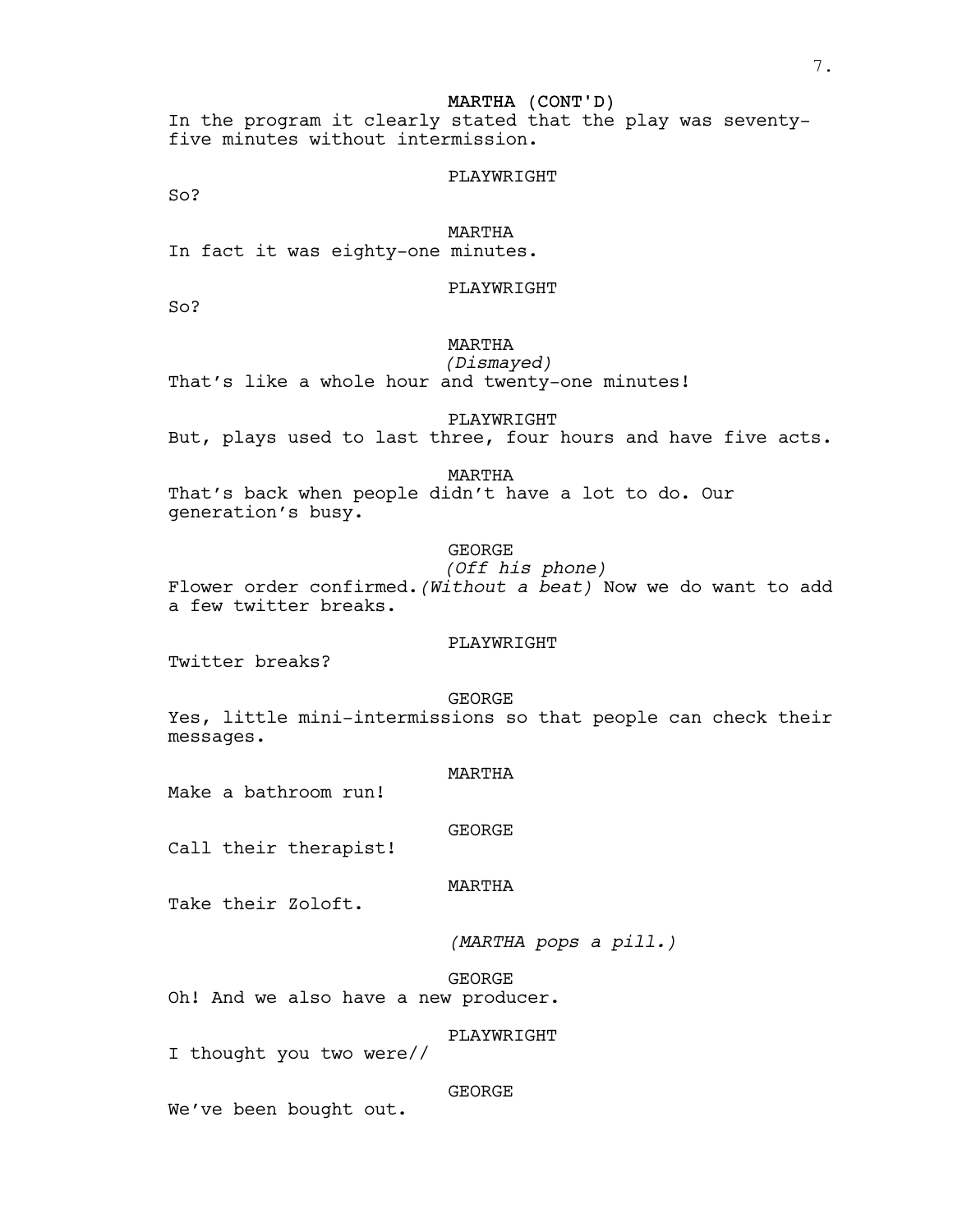MARTHA (CONT'D)

In the program it clearly stated that the play was seventy-five minutes without intermission.

PLAYWRIGHT

So?

MARTHA

In fact it was eighty-one minutes.

PLAYWRIGHT

So?

MARTHA

*(Dismayed)*

That's like a whole hour and twenty-one minutes!

PLAYWRIGHT

But, plays used to last three, four hours and have five acts.

MARTHA

That's back when people didn't have a lot to do. Our generation's busy.

GEORGE

*(Off his phone)*

Flower order confirmed. *(Without a beat)* Now we do want to add a few twitter breaks.

PLAYWRIGHT

Twitter breaks?

GEORGE

Yes, little mini-intermissions so that people can check their messages.

MARTHA

Make a bathroom run!

GEORGE

Call their therapist!

MARTHA

Take their Zoloft.

*(MARTHA pops a pill.)*

GEORGE

Oh! And we also have a new producer.

PLAYWRIGHT

I thought you two were//

GEORGE

We've been bought out.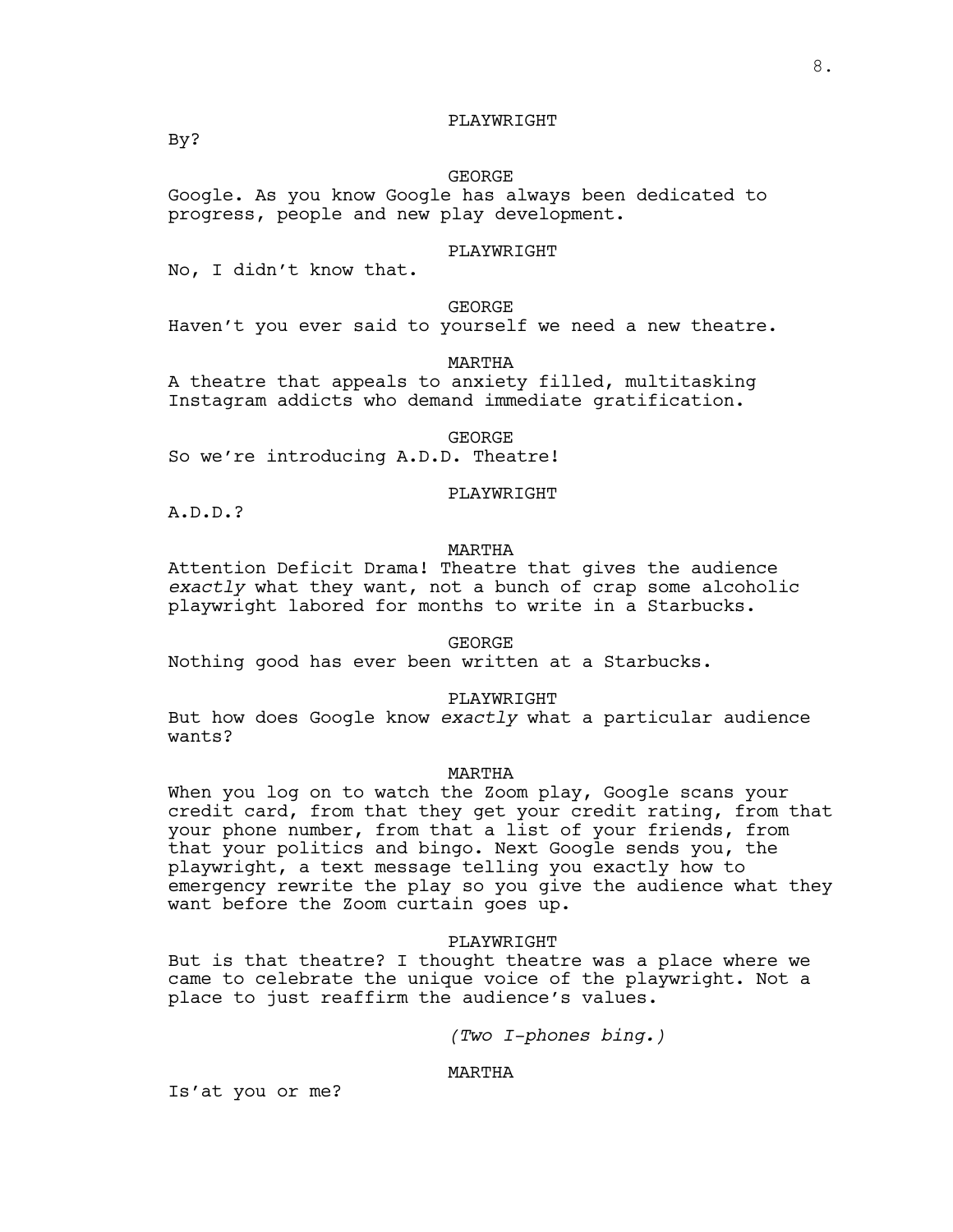PLAYWRIGHT

By?

GEORGE

Google. As you know Google has always been dedicated to progress, people and new play development.

PLAYWRIGHT

No, I didn't know that.

GEORGE

Haven't you ever said to yourself we need a new theatre.

MARTHA

A theatre that appeals to anxiety filled, multitasking Instagram addicts who demand immediate gratification.

GEORGE

So we're introducing A.D.D. Theatre!

PLAYWRIGHT

A.D.D.?

MARTHA

Attention Deficit Drama! Theatre that gives the audience *exactly* what they want, not a bunch of crap some alcoholic playwright labored for months to write in a Starbucks.

GEORGE

Nothing good has ever been written at a Starbucks.

PLAYWRIGHT

But how does Google know *exactly* what a particular audience wants?

MARTHA

When you log on to watch the Zoom play, Google scans your credit card, from that they get your credit rating, from that your phone number, from that a list of your friends, from that your politics and bingo. Next Google sends you, the playwright, a text message telling you exactly how to emergency rewrite the play so you give the audience what they want before the Zoom curtain goes up.

PLAYWRIGHT

But is that theatre? I thought theatre was a place where we came to celebrate the unique voice of the playwright. Not a place to just reaffirm the audience's values.

*(Two I-phones bing.)*

MARTHA

Is'at you or me?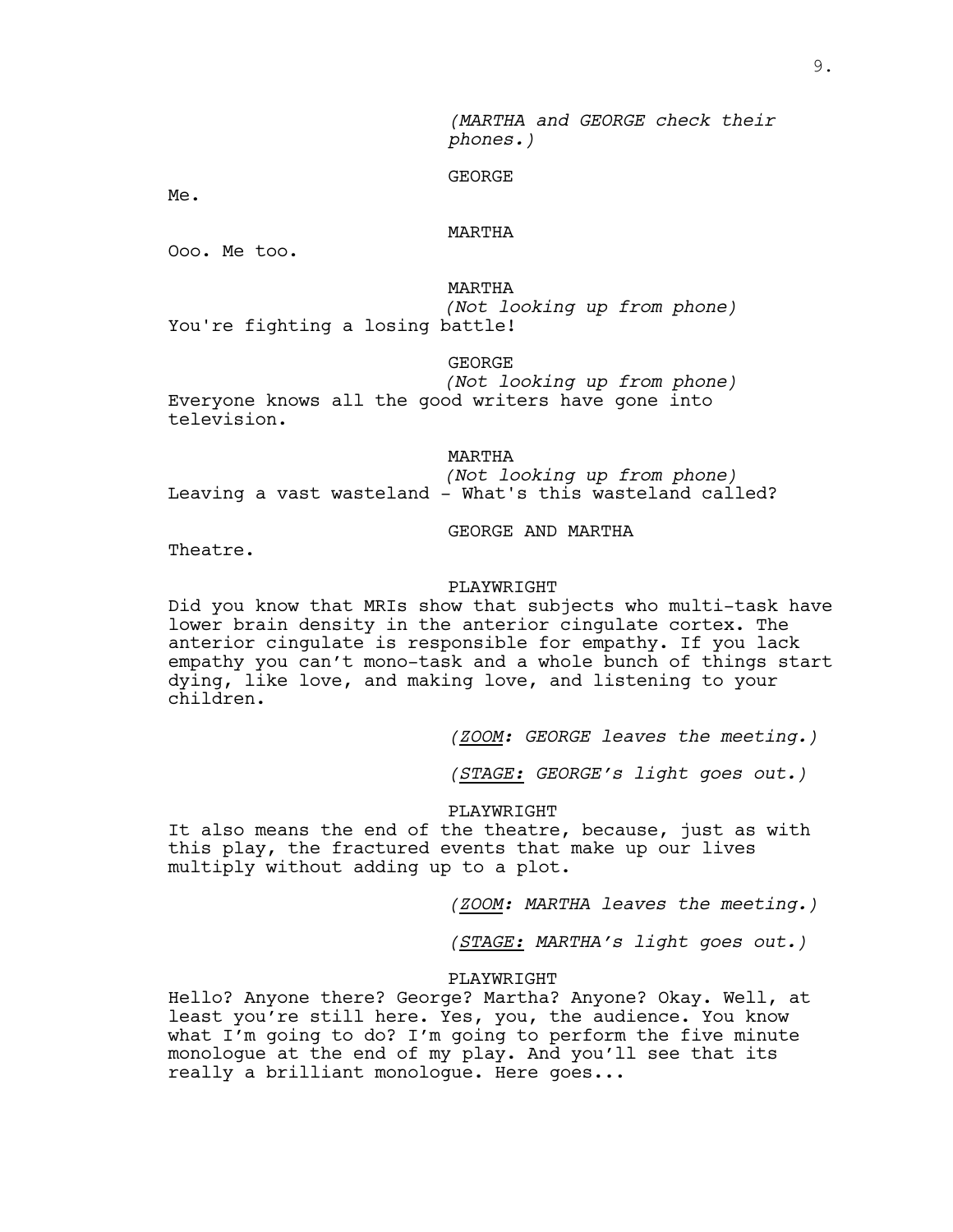*(MARTHA and GEORGE check their phones.)*

GEORGE

Me.

MARTHA

Ooo. Me too.

MARTHA

*(Not looking up from phone)*

You're fighting a losing battle!

GEORGE

*(Not looking up from phone)*

Everyone knows all the good writers have gone into television.

MARTHA

*(Not looking up from phone)*

Leaving a vast wasteland - What's this wasteland called?

GEORGE AND MARTHA

Theatre.

PLAYWRIGHT

Did you know that MRIs show that subjects who multi-task have lower brain density in the anterior cingulate cortex. The anterior cingulate is responsible for empathy. If you lack empathy you can't mono-task and a whole bunch of things start dying, like love, and making love, and listening to your children.

*(<u>ZOOM</u>: GEORGE leaves the meeting.)*

*(<u>STAGE:</u> GEORGE's light goes out.)*

PLAYWRIGHT

It also means the end of the theatre, because, just as with this play, the fractured events that make up our lives multiply without adding up to a plot.

*(<u>ZOOM</u>: MARTHA leaves the meeting.)*

*(<u>STAGE:</u> MARTHA's light goes out.)*

PLAYWRIGHT

Hello? Anyone there? George? Martha? Anyone? Okay. Well, at least you're still here. Yes, you, the audience. You know what I'm going to do? I'm going to perform the five minute monologue at the end of my play. And you'll see that its really a brilliant monologue. Here goes...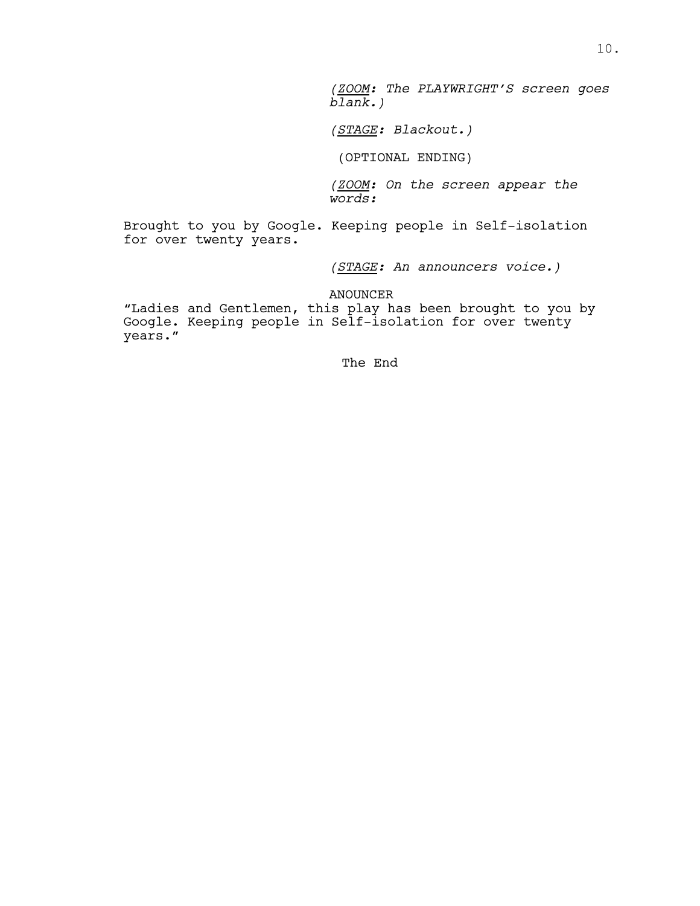*(<u>ZOOM</u>: The PLAYWRIGHT'S screen goes blank.)*

*(<u>STAGE</u>: Blackout.)*

(OPTIONAL ENDING)

*(<u>ZOOM</u>: On the screen appear the words:*

Brought to you by Google. Keeping people in Self-isolation for over twenty years.

*(<u>STAGE</u>: An announcers voice.)*

ANOUNCER

"Ladies and Gentlemen, this play has been brought to you by Google. Keeping people in Self-isolation for over twenty years."

The End